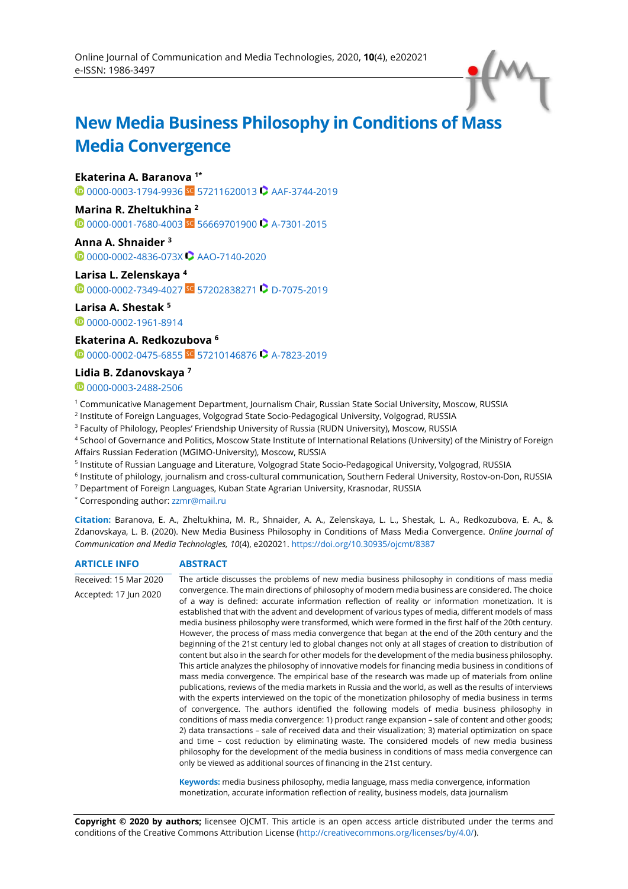# New Media Business Philosophy in Conditions of Mass Media Convergence

**Ekaterina A. Baranova** [1*]
0000-0003-1794-9936 57211620013 AAF-3744-2019

**Marina R. Zheltukhina** [2]
0000-0001-7680-4003 56669701900 A-7301-2015

**Anna A. Shnaider** [3]
0000-0002-4836-073X AAO-7140-2020

**Larisa L. Zelenskaya** [4]
0000-0002-7349-4027 57202838271 D-7075-2019

**Larisa A. Shestak** [5]
0000-0002-1961-8914

**Ekaterina A. Redkozubova** [6]
0000-0002-0475-6855 57210146876 A-7823-2019

**Lidia B. Zdanovskaya** [7]
0000-0003-2488-2506

[1] Communicative Management Department, Journalism Chair, Russian State Social University, Moscow, RUSSIA
[2] Institute of Foreign Languages, Volgograd State Socio-Pedagogical University, Volgograd, RUSSIA
[3] Faculty of Philology, Peoples' Friendship University of Russia (RUDN University), Moscow, RUSSIA
[4] School of Governance and Politics, Moscow State Institute of International Relations (University) of the Ministry of Foreign Affairs Russian Federation (MGIMO-University), Moscow, RUSSIA
[5] Institute of Russian Language and Literature, Volgograd State Socio-Pedagogical University, Volgograd, RUSSIA
[6] Institute of philology, journalism and cross-cultural communication, Southern Federal University, Rostov-on-Don, RUSSIA
[7] Department of Foreign Languages, Kuban State Agrarian University, Krasnodar, RUSSIA
[*] Corresponding author: zzmr@mail.ru

**Citation:** Baranova, E. A., Zheltukhina, M. R., Shnaider, A. A., Zelenskaya, L. L., Shestak, L. A., Redkozubova, E. A., & Zdanovskaya, L. B. (2020). New Media Business Philosophy in Conditions of Mass Media Convergence. *Online Journal of Communication and Media Technologies, 10*(4), e202021. https://doi.org/10.30935/ojcmt/8387

## ARTICLE INFO

Received: 15 Mar 2020

Accepted: 17 Jun 2020

## ABSTRACT

The article discusses the problems of new media business philosophy in conditions of mass media convergence. The main directions of philosophy of modern media business are considered. The choice of a way is defined: accurate information reflection of reality or information monetization. It is established that with the advent and development of various types of media, different models of mass media business philosophy were transformed, which were formed in the first half of the 20th century. However, the process of mass media convergence that began at the end of the 20th century and the beginning of the 21st century led to global changes not only at all stages of creation to distribution of content but also in the search for other models for the development of the media business philosophy. This article analyzes the philosophy of innovative models for financing media business in conditions of mass media convergence. The empirical base of the research was made up of materials from online publications, reviews of the media markets in Russia and the world, as well as the results of interviews with the experts interviewed on the topic of the monetization philosophy of media business in terms of convergence. The authors identified the following models of media business philosophy in conditions of mass media convergence: 1) product range expansion – sale of content and other goods; 2) data transactions – sale of received data and their visualization; 3) material optimization on space and time – cost reduction by eliminating waste. The considered models of new media business philosophy for the development of the media business in conditions of mass media convergence can only be viewed as additional sources of financing in the 21st century.

**Keywords:** media business philosophy, media language, mass media convergence, information monetization, accurate information reflection of reality, business models, data journalism

**Copyright © 2020 by authors;** licensee OJCMT. This article is an open access article distributed under the terms and conditions of the Creative Commons Attribution License (http://creativecommons.org/licenses/by/4.0/).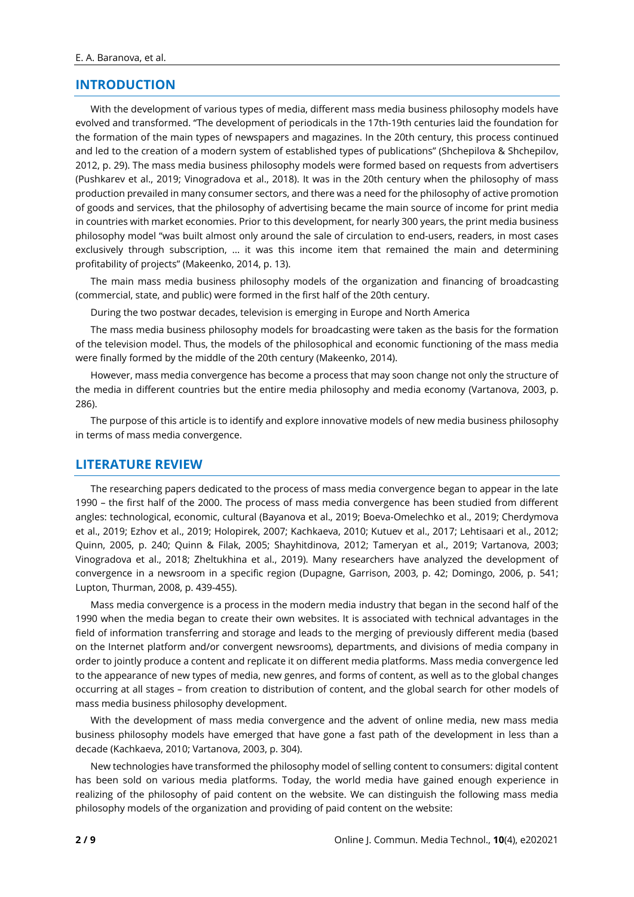## INTRODUCTION

With the development of various types of media, different mass media business philosophy models have evolved and transformed. "The development of periodicals in the 17th-19th centuries laid the foundation for the formation of the main types of newspapers and magazines. In the 20th century, this process continued and led to the creation of a modern system of established types of publications" (Shchepilova & Shchepilov, 2012, p. 29). The mass media business philosophy models were formed based on requests from advertisers (Pushkarev et al., 2019; Vinogradova et al., 2018). It was in the 20th century when the philosophy of mass production prevailed in many consumer sectors, and there was a need for the philosophy of active promotion of goods and services, that the philosophy of advertising became the main source of income for print media in countries with market economies. Prior to this development, for nearly 300 years, the print media business philosophy model "was built almost only around the sale of circulation to end-users, readers, in most cases exclusively through subscription, … it was this income item that remained the main and determining profitability of projects" (Makeenko, 2014, p. 13).

The main mass media business philosophy models of the organization and financing of broadcasting (commercial, state, and public) were formed in the first half of the 20th century.

During the two postwar decades, television is emerging in Europe and North America

The mass media business philosophy models for broadcasting were taken as the basis for the formation of the television model. Thus, the models of the philosophical and economic functioning of the mass media were finally formed by the middle of the 20th century (Makeenko, 2014).

However, mass media convergence has become a process that may soon change not only the structure of the media in different countries but the entire media philosophy and media economy (Vartanova, 2003, p. 286).

The purpose of this article is to identify and explore innovative models of new media business philosophy in terms of mass media convergence.

## LITERATURE REVIEW

The researching papers dedicated to the process of mass media convergence began to appear in the late 1990 – the first half of the 2000. The process of mass media convergence has been studied from different angles: technological, economic, cultural (Bayanova et al., 2019; Boeva-Omelechko et al., 2019; Cherdymova et al., 2019; Ezhov et al., 2019; Holopirek, 2007; Kachkaeva, 2010; Kutuev et al., 2017; Lehtisaari et al., 2012; Quinn, 2005, p. 240; Quinn & Filak, 2005; Shayhitdinova, 2012; Tameryan et al., 2019; Vartanova, 2003; Vinogradova et al., 2018; Zheltukhina et al., 2019). Many researchers have analyzed the development of convergence in a newsroom in a specific region (Dupagne, Garrison, 2003, p. 42; Domingo, 2006, p. 541; Lupton, Thurman, 2008, p. 439-455).

Mass media convergence is a process in the modern media industry that began in the second half of the 1990 when the media began to create their own websites. It is associated with technical advantages in the field of information transferring and storage and leads to the merging of previously different media (based on the Internet platform and/or convergent newsrooms), departments, and divisions of media company in order to jointly produce a content and replicate it on different media platforms. Mass media convergence led to the appearance of new types of media, new genres, and forms of content, as well as to the global changes occurring at all stages – from creation to distribution of content, and the global search for other models of mass media business philosophy development.

With the development of mass media convergence and the advent of online media, new mass media business philosophy models have emerged that have gone a fast path of the development in less than a decade (Kachkaeva, 2010; Vartanova, 2003, p. 304).

New technologies have transformed the philosophy model of selling content to consumers: digital content has been sold on various media platforms. Today, the world media have gained enough experience in realizing of the philosophy of paid content on the website. We can distinguish the following mass media philosophy models of the organization and providing of paid content on the website: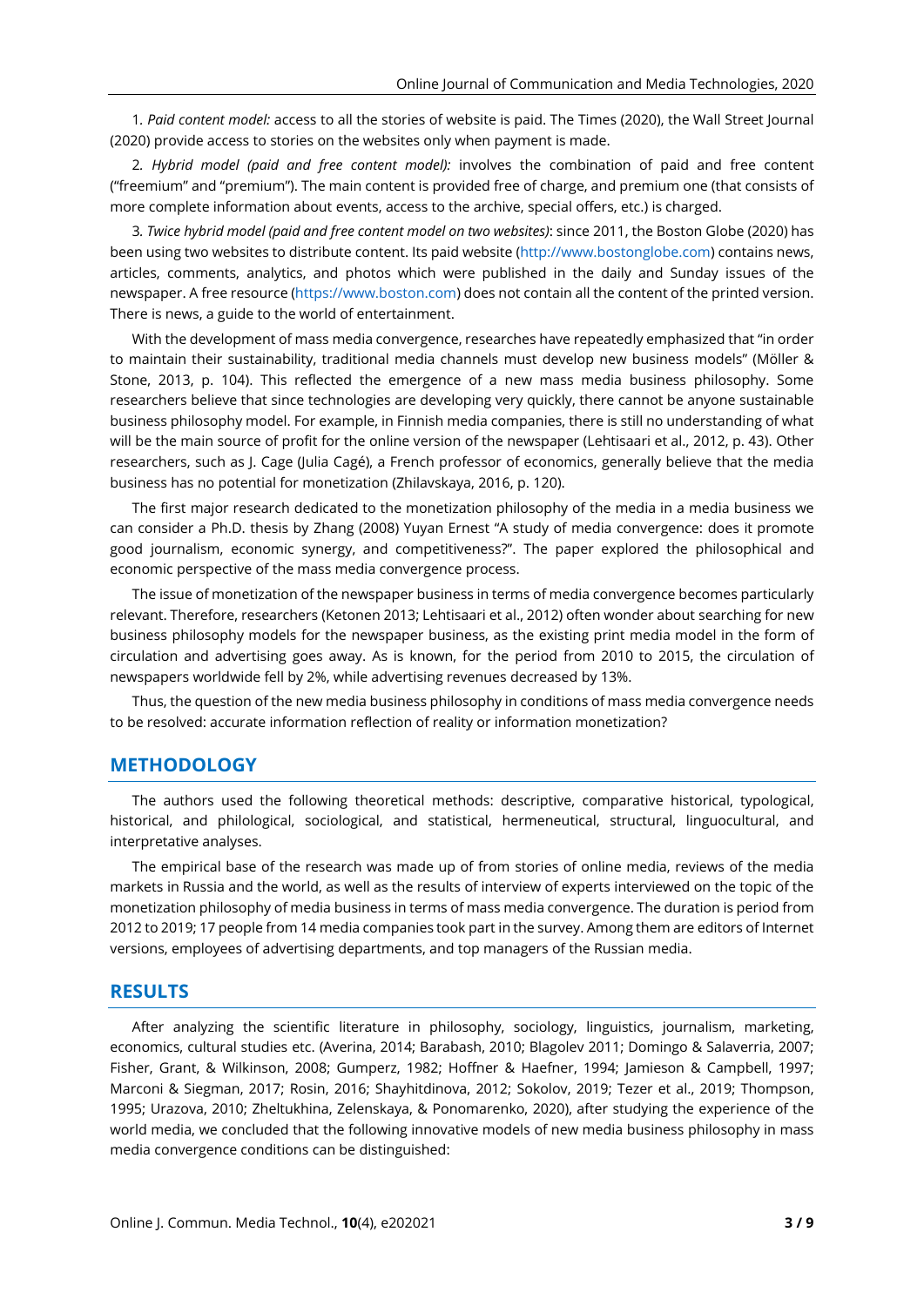1. *Paid content model:* access to all the stories of website is paid. The Times (2020), the Wall Street Journal (2020) provide access to stories on the websites only when payment is made.

2. *Hybrid model (paid and free content model):* involves the combination of paid and free content ("freemium" and "premium"). The main content is provided free of charge, and premium one (that consists of more complete information about events, access to the archive, special offers, etc.) is charged.

3. *Twice hybrid model (paid and free content model on two websites)*: since 2011, the Boston Globe (2020) has been using two websites to distribute content. Its paid website (http://www.bostonglobe.com) contains news, articles, comments, analytics, and photos which were published in the daily and Sunday issues of the newspaper. A free resource (https://www.boston.com) does not contain all the content of the printed version. There is news, a guide to the world of entertainment.

With the development of mass media convergence, researches have repeatedly emphasized that "in order to maintain their sustainability, traditional media channels must develop new business models" (Möller & Stone, 2013, p. 104). This reflected the emergence of a new mass media business philosophy. Some researchers believe that since technologies are developing very quickly, there cannot be anyone sustainable business philosophy model. For example, in Finnish media companies, there is still no understanding of what will be the main source of profit for the online version of the newspaper (Lehtisaari et al., 2012, p. 43). Other researchers, such as J. Cage (Julia Cagé), a French professor of economics, generally believe that the media business has no potential for monetization (Zhilavskaya, 2016, p. 120).

The first major research dedicated to the monetization philosophy of the media in a media business we can consider a Ph.D. thesis by Zhang (2008) Yuyan Ernest "A study of media convergence: does it promote good journalism, economic synergy, and competitiveness?". The paper explored the philosophical and economic perspective of the mass media convergence process.

The issue of monetization of the newspaper business in terms of media convergence becomes particularly relevant. Therefore, researchers (Ketonen 2013; Lehtisaari et al., 2012) often wonder about searching for new business philosophy models for the newspaper business, as the existing print media model in the form of circulation and advertising goes away. As is known, for the period from 2010 to 2015, the circulation of newspapers worldwide fell by 2%, while advertising revenues decreased by 13%.

Thus, the question of the new media business philosophy in conditions of mass media convergence needs to be resolved: accurate information reflection of reality or information monetization?

## METHODOLOGY

The authors used the following theoretical methods: descriptive, comparative historical, typological, historical, and philological, sociological, and statistical, hermeneutical, structural, linguocultural, and interpretative analyses.

The empirical base of the research was made up of from stories of online media, reviews of the media markets in Russia and the world, as well as the results of interview of experts interviewed on the topic of the monetization philosophy of media business in terms of mass media convergence. The duration is period from 2012 to 2019; 17 people from 14 media companies took part in the survey. Among them are editors of Internet versions, employees of advertising departments, and top managers of the Russian media.

## RESULTS

After analyzing the scientific literature in philosophy, sociology, linguistics, journalism, marketing, economics, cultural studies etc. (Averina, 2014; Barabash, 2010; Blagolev 2011; Domingo & Salaverria, 2007; Fisher, Grant, & Wilkinson, 2008; Gumperz, 1982; Hoffner & Haefner, 1994; Jamieson & Campbell, 1997; Marconi & Siegman, 2017; Rosin, 2016; Shayhitdinova, 2012; Sokolov, 2019; Tezer et al., 2019; Thompson, 1995; Urazova, 2010; Zheltukhina, Zelenskaya, & Ponomarenko, 2020), after studying the experience of the world media, we concluded that the following innovative models of new media business philosophy in mass media convergence conditions can be distinguished: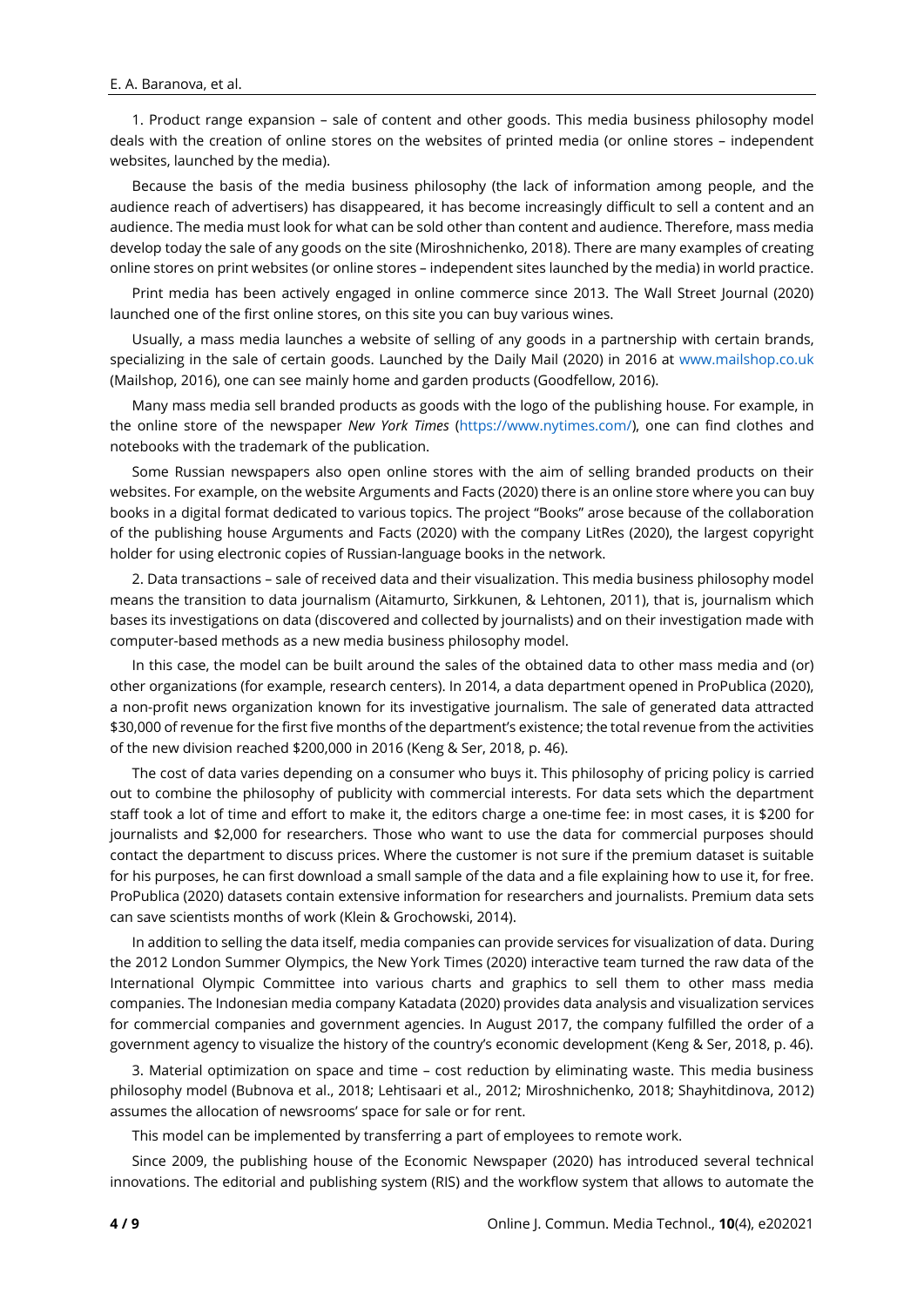1. Product range expansion – sale of content and other goods. This media business philosophy model deals with the creation of online stores on the websites of printed media (or online stores – independent websites, launched by the media).

Because the basis of the media business philosophy (the lack of information among people, and the audience reach of advertisers) has disappeared, it has become increasingly difficult to sell a content and an audience. The media must look for what can be sold other than content and audience. Therefore, mass media develop today the sale of any goods on the site (Miroshnichenko, 2018). There are many examples of creating online stores on print websites (or online stores – independent sites launched by the media) in world practice.

Print media has been actively engaged in online commerce since 2013. The Wall Street Journal (2020) launched one of the first online stores, on this site you can buy various wines.

Usually, a mass media launches a website of selling of any goods in a partnership with certain brands, specializing in the sale of certain goods. Launched by the Daily Mail (2020) in 2016 at www.mailshop.co.uk (Mailshop, 2016), one can see mainly home and garden products (Goodfellow, 2016).

Many mass media sell branded products as goods with the logo of the publishing house. For example, in the online store of the newspaper *New York Times* (https://www.nytimes.com/), one can find clothes and notebooks with the trademark of the publication.

Some Russian newspapers also open online stores with the aim of selling branded products on their websites. For example, on the website Arguments and Facts (2020) there is an online store where you can buy books in a digital format dedicated to various topics. The project "Books" arose because of the collaboration of the publishing house Arguments and Facts (2020) with the company LitRes (2020), the largest copyright holder for using electronic copies of Russian-language books in the network.

2. Data transactions – sale of received data and their visualization. This media business philosophy model means the transition to data journalism (Aitamurto, Sirkkunen, & Lehtonen, 2011), that is, journalism which bases its investigations on data (discovered and collected by journalists) and on their investigation made with computer-based methods as a new media business philosophy model.

In this case, the model can be built around the sales of the obtained data to other mass media and (or) other organizations (for example, research centers). In 2014, a data department opened in ProPublica (2020), a non-profit news organization known for its investigative journalism. The sale of generated data attracted $30,000 of revenue for the first five months of the department's existence; the total revenue from the activities of the new division reached $200,000 in 2016 (Keng & Ser, 2018, p. 46).

The cost of data varies depending on a consumer who buys it. This philosophy of pricing policy is carried out to combine the philosophy of publicity with commercial interests. For data sets which the department staff took a lot of time and effort to make it, the editors charge a one-time fee: in most cases, it is $200 for journalists and $2,000 for researchers. Those who want to use the data for commercial purposes should contact the department to discuss prices. Where the customer is not sure if the premium dataset is suitable for his purposes, he can first download a small sample of the data and a file explaining how to use it, for free. ProPublica (2020) datasets contain extensive information for researchers and journalists. Premium data sets can save scientists months of work (Klein & Grochowski, 2014).

In addition to selling the data itself, media companies can provide services for visualization of data. During the 2012 London Summer Olympics, the New York Times (2020) interactive team turned the raw data of the International Olympic Committee into various charts and graphics to sell them to other mass media companies. The Indonesian media company Katadata (2020) provides data analysis and visualization services for commercial companies and government agencies. In August 2017, the company fulfilled the order of a government agency to visualize the history of the country's economic development (Keng & Ser, 2018, p. 46).

3. Material optimization on space and time – cost reduction by eliminating waste. This media business philosophy model (Bubnova et al., 2018; Lehtisaari et al., 2012; Miroshnichenko, 2018; Shayhitdinova, 2012) assumes the allocation of newsrooms' space for sale or for rent.

This model can be implemented by transferring a part of employees to remote work.

Since 2009, the publishing house of the Economic Newspaper (2020) has introduced several technical innovations. The editorial and publishing system (RIS) and the workflow system that allows to automate the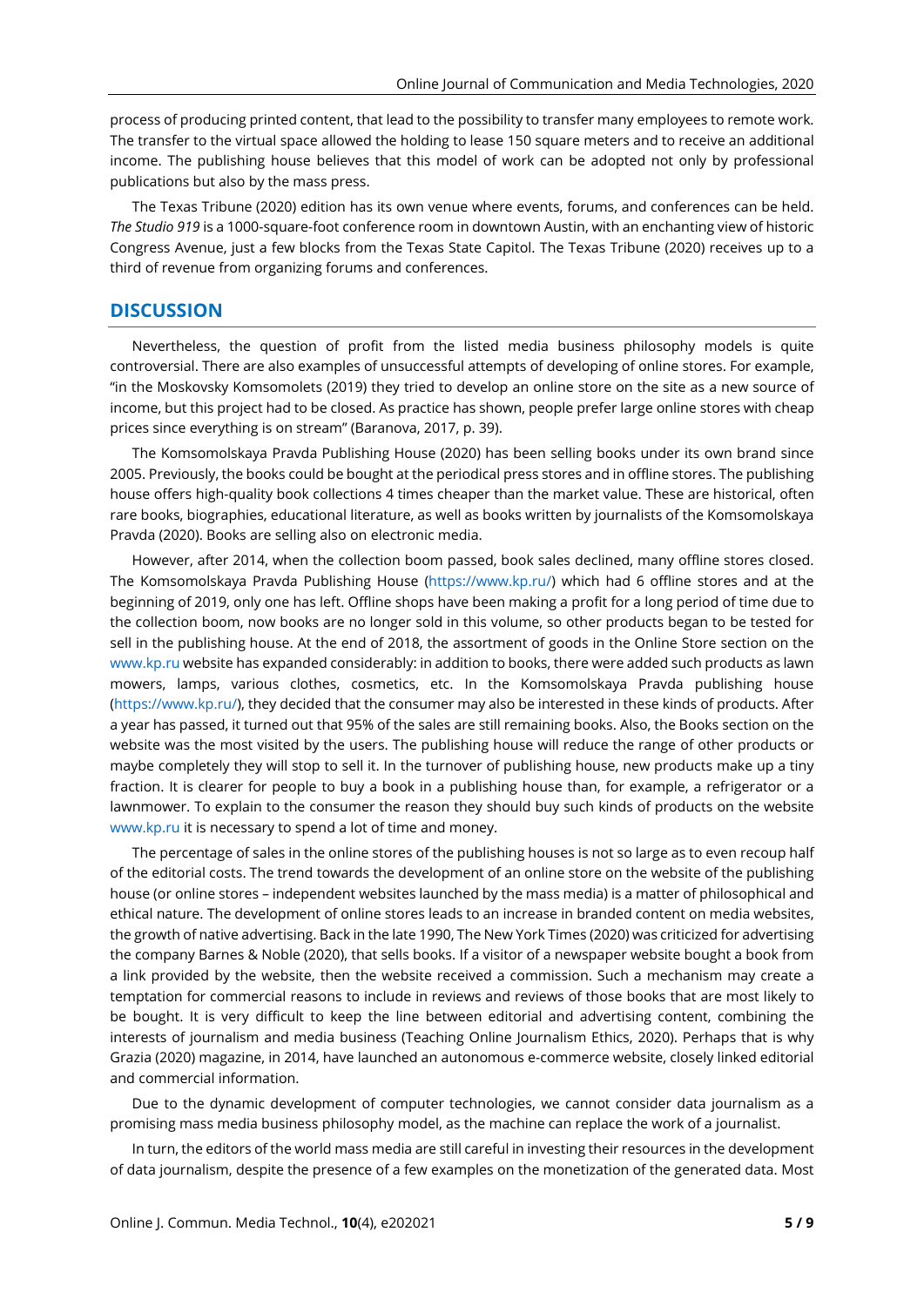process of producing printed content, that lead to the possibility to transfer many employees to remote work. The transfer to the virtual space allowed the holding to lease 150 square meters and to receive an additional income. The publishing house believes that this model of work can be adopted not only by professional publications but also by the mass press.

The Texas Tribune (2020) edition has its own venue where events, forums, and conferences can be held. *The Studio 919* is a 1000-square-foot conference room in downtown Austin, with an enchanting view of historic Congress Avenue, just a few blocks from the Texas State Capitol. The Texas Tribune (2020) receives up to a third of revenue from organizing forums and conferences.

## DISCUSSION

Nevertheless, the question of profit from the listed media business philosophy models is quite controversial. There are also examples of unsuccessful attempts of developing of online stores. For example, "in the Moskovsky Komsomolets (2019) they tried to develop an online store on the site as a new source of income, but this project had to be closed. As practice has shown, people prefer large online stores with cheap prices since everything is on stream" (Baranova, 2017, p. 39).

The Komsomolskaya Pravda Publishing House (2020) has been selling books under its own brand since 2005. Previously, the books could be bought at the periodical press stores and in offline stores. The publishing house offers high-quality book collections 4 times cheaper than the market value. These are historical, often rare books, biographies, educational literature, as well as books written by journalists of the Komsomolskaya Pravda (2020). Books are selling also on electronic media.

However, after 2014, when the collection boom passed, book sales declined, many offline stores closed. The Komsomolskaya Pravda Publishing House (https://www.kp.ru/) which had 6 offline stores and at the beginning of 2019, only one has left. Offline shops have been making a profit for a long period of time due to the collection boom, now books are no longer sold in this volume, so other products began to be tested for sell in the publishing house. At the end of 2018, the assortment of goods in the Online Store section on the www.kp.ru website has expanded considerably: in addition to books, there were added such products as lawn mowers, lamps, various clothes, cosmetics, etc. In the Komsomolskaya Pravda publishing house (https://www.kp.ru/), they decided that the consumer may also be interested in these kinds of products. After a year has passed, it turned out that 95% of the sales are still remaining books. Also, the Books section on the website was the most visited by the users. The publishing house will reduce the range of other products or maybe completely they will stop to sell it. In the turnover of publishing house, new products make up a tiny fraction. It is clearer for people to buy a book in a publishing house than, for example, a refrigerator or a lawnmower. To explain to the consumer the reason they should buy such kinds of products on the website www.kp.ru it is necessary to spend a lot of time and money.

The percentage of sales in the online stores of the publishing houses is not so large as to even recoup half of the editorial costs. The trend towards the development of an online store on the website of the publishing house (or online stores – independent websites launched by the mass media) is a matter of philosophical and ethical nature. The development of online stores leads to an increase in branded content on media websites, the growth of native advertising. Back in the late 1990, The New York Times (2020) was criticized for advertising the company Barnes & Noble (2020), that sells books. If a visitor of a newspaper website bought a book from a link provided by the website, then the website received a commission. Such a mechanism may create a temptation for commercial reasons to include in reviews and reviews of those books that are most likely to be bought. It is very difficult to keep the line between editorial and advertising content, combining the interests of journalism and media business (Teaching Online Journalism Ethics, 2020). Perhaps that is why Grazia (2020) magazine, in 2014, have launched an autonomous e-commerce website, closely linked editorial and commercial information.

Due to the dynamic development of computer technologies, we cannot consider data journalism as a promising mass media business philosophy model, as the machine can replace the work of a journalist.

In turn, the editors of the world mass media are still careful in investing their resources in the development of data journalism, despite the presence of a few examples on the monetization of the generated data. Most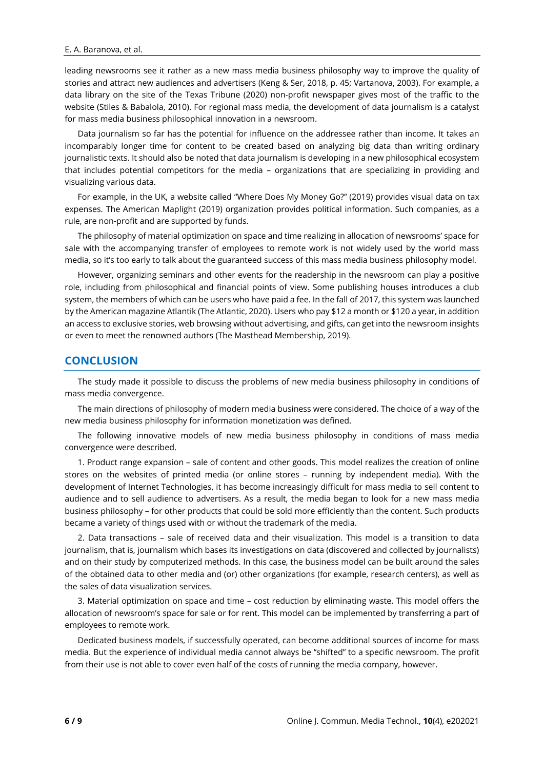leading newsrooms see it rather as a new mass media business philosophy way to improve the quality of stories and attract new audiences and advertisers (Keng & Ser, 2018, p. 45; Vartanova, 2003). For example, a data library on the site of the Texas Tribune (2020) non-profit newspaper gives most of the traffic to the website (Stiles & Babalola, 2010). For regional mass media, the development of data journalism is a catalyst for mass media business philosophical innovation in a newsroom.

Data journalism so far has the potential for influence on the addressee rather than income. It takes an incomparably longer time for content to be created based on analyzing big data than writing ordinary journalistic texts. It should also be noted that data journalism is developing in a new philosophical ecosystem that includes potential competitors for the media – organizations that are specializing in providing and visualizing various data.

For example, in the UK, a website called "Where Does My Money Go?" (2019) provides visual data on tax expenses. The American Maplight (2019) organization provides political information. Such companies, as a rule, are non-profit and are supported by funds.

The philosophy of material optimization on space and time realizing in allocation of newsrooms' space for sale with the accompanying transfer of employees to remote work is not widely used by the world mass media, so it's too early to talk about the guaranteed success of this mass media business philosophy model.

However, organizing seminars and other events for the readership in the newsroom can play a positive role, including from philosophical and financial points of view. Some publishing houses introduces a club system, the members of which can be users who have paid a fee. In the fall of 2017, this system was launched by the American magazine Atlantik (The Atlantic, 2020). Users who pay $12 a month or $120 a year, in addition an access to exclusive stories, web browsing without advertising, and gifts, can get into the newsroom insights or even to meet the renowned authors (The Masthead Membership, 2019).

## CONCLUSION

The study made it possible to discuss the problems of new media business philosophy in conditions of mass media convergence.

The main directions of philosophy of modern media business were considered. The choice of a way of the new media business philosophy for information monetization was defined.

The following innovative models of new media business philosophy in conditions of mass media convergence were described.

1. Product range expansion – sale of content and other goods. This model realizes the creation of online stores on the websites of printed media (or online stores – running by independent media). With the development of Internet Technologies, it has become increasingly difficult for mass media to sell content to audience and to sell audience to advertisers. As a result, the media began to look for a new mass media business philosophy – for other products that could be sold more efficiently than the content. Such products became a variety of things used with or without the trademark of the media.

2. Data transactions – sale of received data and their visualization. This model is a transition to data journalism, that is, journalism which bases its investigations on data (discovered and collected by journalists) and on their study by computerized methods. In this case, the business model can be built around the sales of the obtained data to other media and (or) other organizations (for example, research centers), as well as the sales of data visualization services.

3. Material optimization on space and time – cost reduction by eliminating waste. This model offers the allocation of newsroom's space for sale or for rent. This model can be implemented by transferring a part of employees to remote work.

Dedicated business models, if successfully operated, can become additional sources of income for mass media. But the experience of individual media cannot always be "shifted" to a specific newsroom. The profit from their use is not able to cover even half of the costs of running the media company, however.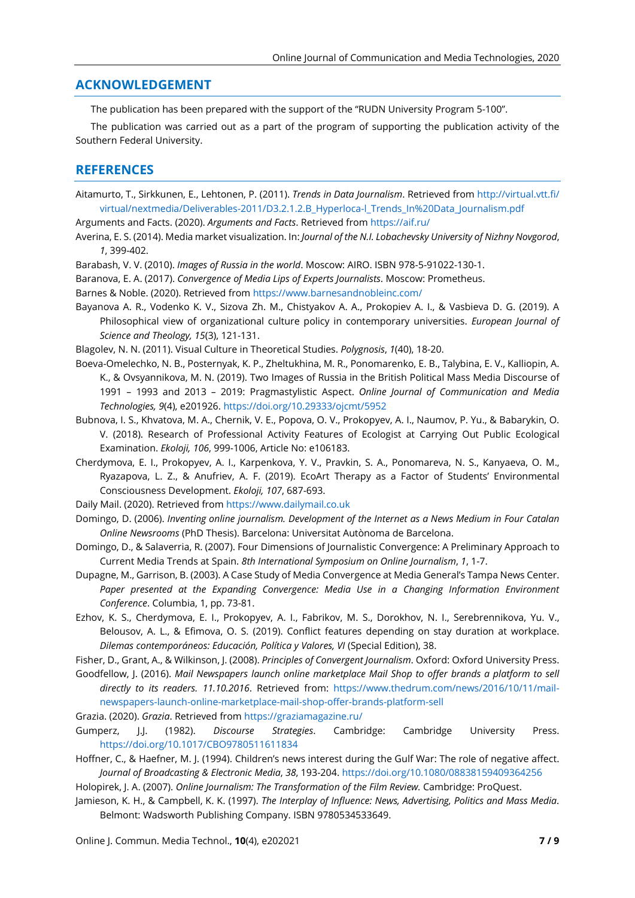## ACKNOWLEDGEMENT

The publication has been prepared with the support of the "RUDN University Program 5-100".

The publication was carried out as a part of the program of supporting the publication activity of the Southern Federal University.

## REFERENCES

Aitamurto, T., Sirkkunen, E., Lehtonen, P. (2011). *Trends in Data Journalism*. Retrieved from http://virtual.vtt.fi/virtual/nextmedia/Deliverables-2011/D3.2.1.2.B_Hyperloca-l_Trends_In%20Data_Journalism.pdf

Arguments and Facts. (2020). *Arguments and Facts*. Retrieved from https://aif.ru/

Averina, E. S. (2014). Media market visualization. In: *Journal of the N.I. Lobachevsky University of Nizhny Novgorod*, *1*, 399-402.

Barabash, V. V. (2010). *Images of Russia in the world*. Moscow: AIRO. ISBN 978-5-91022-130-1.

Baranova, E. A. (2017). *Convergence of Media Lips of Experts Journalists*. Moscow: Prometheus.

Barnes & Noble. (2020). Retrieved from https://www.barnesandnobleinc.com/

Bayanova A. R., Vodenko K. V., Sizova Zh. M., Chistyakov A. A., Prokopiev A. I., & Vasbieva D. G. (2019). A Philosophical view of organizational culture policy in contemporary universities. *European Journal of Science and Theology, 15*(3), 121-131.

Blagolev, N. N. (2011). Visual Culture in Theoretical Studies. *Polygnosis*, *1*(40), 18-20.

Boeva-Omelechko, N. B., Posternyak, K. P., Zheltukhina, M. R., Ponomarenko, E. B., Talybina, E. V., Kalliopin, A. K., & Ovsyannikova, M. N. (2019). Two Images of Russia in the British Political Mass Media Discourse of 1991 – 1993 and 2013 – 2019: Pragmastylistic Aspect. *Online Journal of Communication and Media Technologies, 9*(4), e201926. https://doi.org/10.29333/ojcmt/5952

Bubnova, I. S., Khvatova, M. A., Chernik, V. E., Popova, O. V., Prokopyev, A. I., Naumov, P. Yu., & Babarykin, O. V. (2018). Research of Professional Activity Features of Ecologist at Carrying Out Public Ecological Examination. *Ekoloji, 106*, 999-1006, Article No: e106183.

Cherdymova, E. I., Prokopyev, A. I., Karpenkova, Y. V., Pravkin, S. A., Ponomareva, N. S., Kanyaeva, O. M., Ryazapova, L. Z., & Anufriev, A. F. (2019). EcoArt Therapy as a Factor of Students' Environmental Consciousness Development. *Ekoloji, 107*, 687-693.

Daily Mail. (2020). Retrieved from https://www.dailymail.co.uk

Domingo, D. (2006). *Inventing online journalism. Development of the Internet as a News Medium in Four Catalan Online Newsrooms* (PhD Thesis). Barcelona: Universitat Autònoma de Barcelona.

Domingo, D., & Salaverria, R. (2007). Four Dimensions of Journalistic Convergence: A Preliminary Approach to Current Media Trends at Spain. *8th International Symposium on Online Journalism*, *1*, 1-7.

Dupagne, M., Garrison, B. (2003). A Case Study of Media Convergence at Media General's Tampa News Center. *Paper presented at the Expanding Convergence: Media Use in a Changing Information Environment Conference*. Columbia, 1, pp. 73-81.

Ezhov, K. S., Cherdymova, E. I., Prokopyev, A. I., Fabrikov, M. S., Dorokhov, N. I., Serebrennikova, Yu. V., Belousov, A. L., & Efimova, O. S. (2019). Conflict features depending on stay duration at workplace. *Dilemas contemporáneos: Educación, Política y Valores, VI* (Special Edition), 38.

Fisher, D., Grant, A., & Wilkinson, J. (2008). *Principles of Convergent Journalism*. Oxford: Oxford University Press.

Goodfellow, J. (2016). *Mail Newspapers launch online marketplace Mail Shop to offer brands a platform to sell directly to its readers. 11.10.2016*. Retrieved from: https://www.thedrum.com/news/2016/10/11/mail-newspapers-launch-online-marketplace-mail-shop-offer-brands-platform-sell

Grazia. (2020). *Grazia*. Retrieved from https://graziamagazine.ru/

Gumperz, J.J. (1982). *Discourse Strategies*. Cambridge: Cambridge University Press. https://doi.org/10.1017/CBO9780511611834

Hoffner, C., & Haefner, M. J. (1994). Children's news interest during the Gulf War: The role of negative affect. *Journal of Broadcasting & Electronic Media*, *38*, 193-204. https://doi.org/10.1080/08838159409364256

Holopirek, J. A. (2007). *Online Journalism: The Transformation of the Film Review.* Cambridge: ProQuest.

Jamieson, K. H., & Campbell, K. K. (1997). *The Interplay of Influence: News, Advertising, Politics and Mass Media*. Belmont: Wadsworth Publishing Company. ISBN 9780534533649.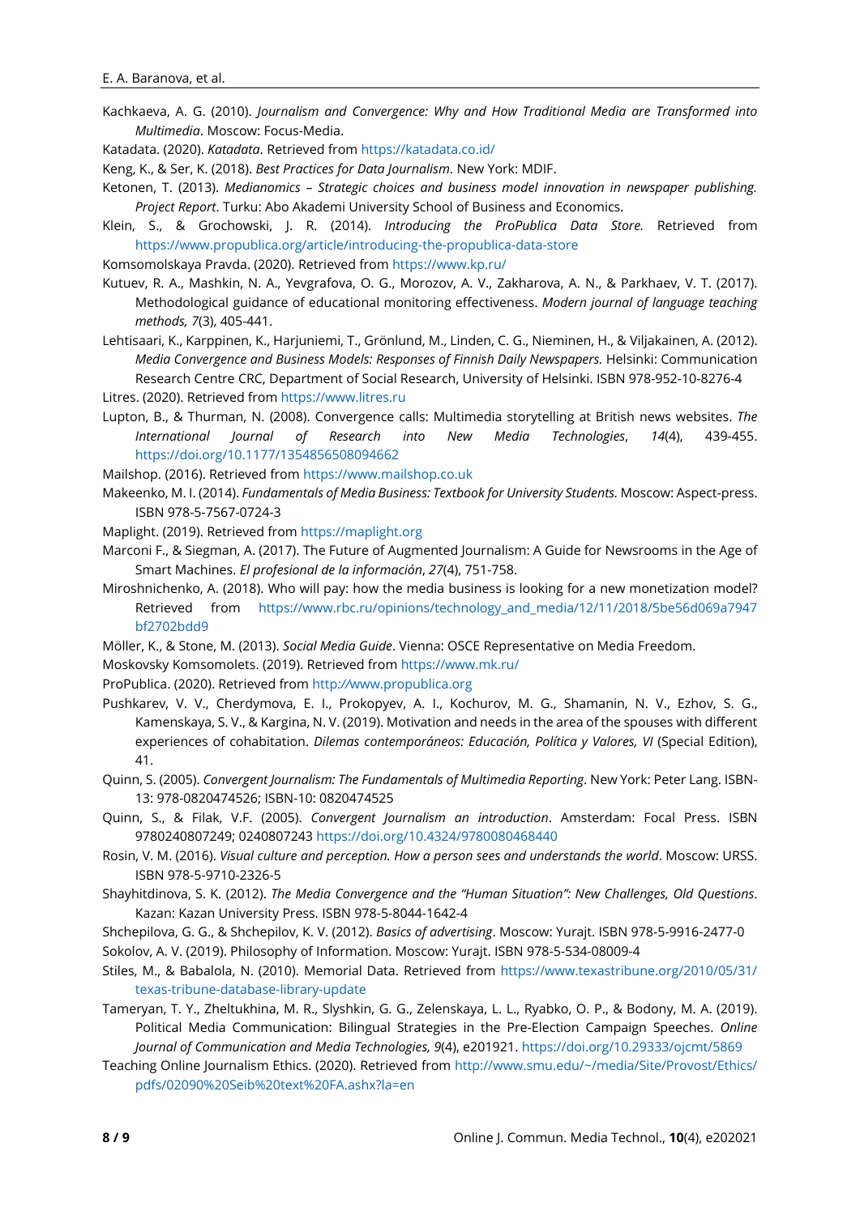Kachkaeva, A. G. (2010). *Journalism and Convergence: Why and How Traditional Media are Transformed into Multimedia*. Moscow: Focus-Media.

Katadata. (2020). *Katadata*. Retrieved from https://katadata.co.id/

Keng, K., & Ser, K. (2018). *Best Practices for Data Journalism*. New York: MDIF.

Ketonen, T. (2013). *Medianomics – Strategic choices and business model innovation in newspaper publishing. Project Report*. Turku: Abo Akademi University School of Business and Economics.

Klein, S., & Grochowski, J. R. (2014). *Introducing the ProPublica Data Store.* Retrieved from https://www.propublica.org/article/introducing-the-propublica-data-store

Komsomolskaya Pravda. (2020). Retrieved from https://www.kp.ru/

Kutuev, R. A., Mashkin, N. A., Yevgrafova, O. G., Morozov, A. V., Zakharova, A. N., & Parkhaev, V. T. (2017). Methodological guidance of educational monitoring effectiveness. *Modern journal of language teaching methods, 7*(3), 405-441.

Lehtisaari, K., Karppinen, K., Harjuniemi, T., Grönlund, M., Linden, C. G., Nieminen, H., & Viljakainen, A. (2012). *Media Convergence and Business Models: Responses of Finnish Daily Newspapers.* Helsinki: Communication Research Centre CRC, Department of Social Research, University of Helsinki. ISBN 978-952-10-8276-4

Litres. (2020). Retrieved from https://www.litres.ru

Lupton, B., & Thurman, N. (2008). Convergence calls: Multimedia storytelling at British news websites. *The International Journal of Research into New Media Technologies*, *14*(4), 439-455. https://doi.org/10.1177/1354856508094662

Mailshop. (2016). Retrieved from https://www.mailshop.co.uk

Makeenko, M. I. (2014). *Fundamentals of Media Business: Textbook for University Students.* Moscow: Aspect-press. ISBN 978-5-7567-0724-3

Maplight. (2019). Retrieved from https://maplight.org

Marconi F., & Siegman, A. (2017). The Future of Augmented Journalism: A Guide for Newsrooms in the Age of Smart Machines. *El profesional de la información*, *27*(4), 751-758.

Miroshnichenko, A. (2018). Who will pay: how the media business is looking for a new monetization model? Retrieved from https://www.rbc.ru/opinions/technology_and_media/12/11/2018/5be56d069a7947bf2702bdd9

Möller, K., & Stone, M. (2013). *Social Media Guide*. Vienna: OSCE Representative on Media Freedom.

Moskovsky Komsomolets. (2019). Retrieved from https://www.mk.ru/

ProPublica. (2020). Retrieved from http://www.propublica.org

Pushkarev, V. V., Cherdymova, E. I., Prokopyev, A. I., Kochurov, M. G., Shamanin, N. V., Ezhov, S. G., Kamenskaya, S. V., & Kargina, N. V. (2019). Motivation and needs in the area of the spouses with different experiences of cohabitation. *Dilemas contemporáneos: Educación, Política y Valores, VI* (Special Edition), 41.

Quinn, S. (2005). *Convergent Journalism: The Fundamentals of Multimedia Reporting*. New York: Peter Lang. ISBN-13: 978-0820474526; ISBN-10: 0820474525

Quinn, S., & Filak, V.F. (2005). *Convergent Journalism an introduction*. Amsterdam: Focal Press. ISBN 9780240807249; 0240807243 https://doi.org/10.4324/9780080468440

Rosin, V. M. (2016). *Visual culture and perception. How a person sees and understands the world*. Moscow: URSS. ISBN 978-5-9710-2326-5

Shayhitdinova, S. K. (2012). *The Media Convergence and the "Human Situation": New Challenges, Old Questions*. Kazan: Kazan University Press. ISBN 978-5-8044-1642-4

Shchepilova, G. G., & Shchepilov, K. V. (2012). *Basics of advertising*. Moscow: Yurajt. ISBN 978-5-9916-2477-0

Sokolov, A. V. (2019). Philosophy of Information. Moscow: Yurajt. ISBN 978-5-534-08009-4

Stiles, M., & Babalola, N. (2010). Memorial Data. Retrieved from https://www.texastribune.org/2010/05/31/texas-tribune-database-library-update

Tameryan, T. Y., Zheltukhina, M. R., Slyshkin, G. G., Zelenskaya, L. L., Ryabko, O. P., & Bodony, M. A. (2019). Political Media Communication: Bilingual Strategies in the Pre-Election Campaign Speeches. *Online Journal of Communication and Media Technologies, 9*(4), e201921. https://doi.org/10.29333/ojcmt/5869

Teaching Online Journalism Ethics. (2020). Retrieved from http://www.smu.edu/~/media/Site/Provost/Ethics/pdfs/02090%20Seib%20text%20FA.ashx?la=en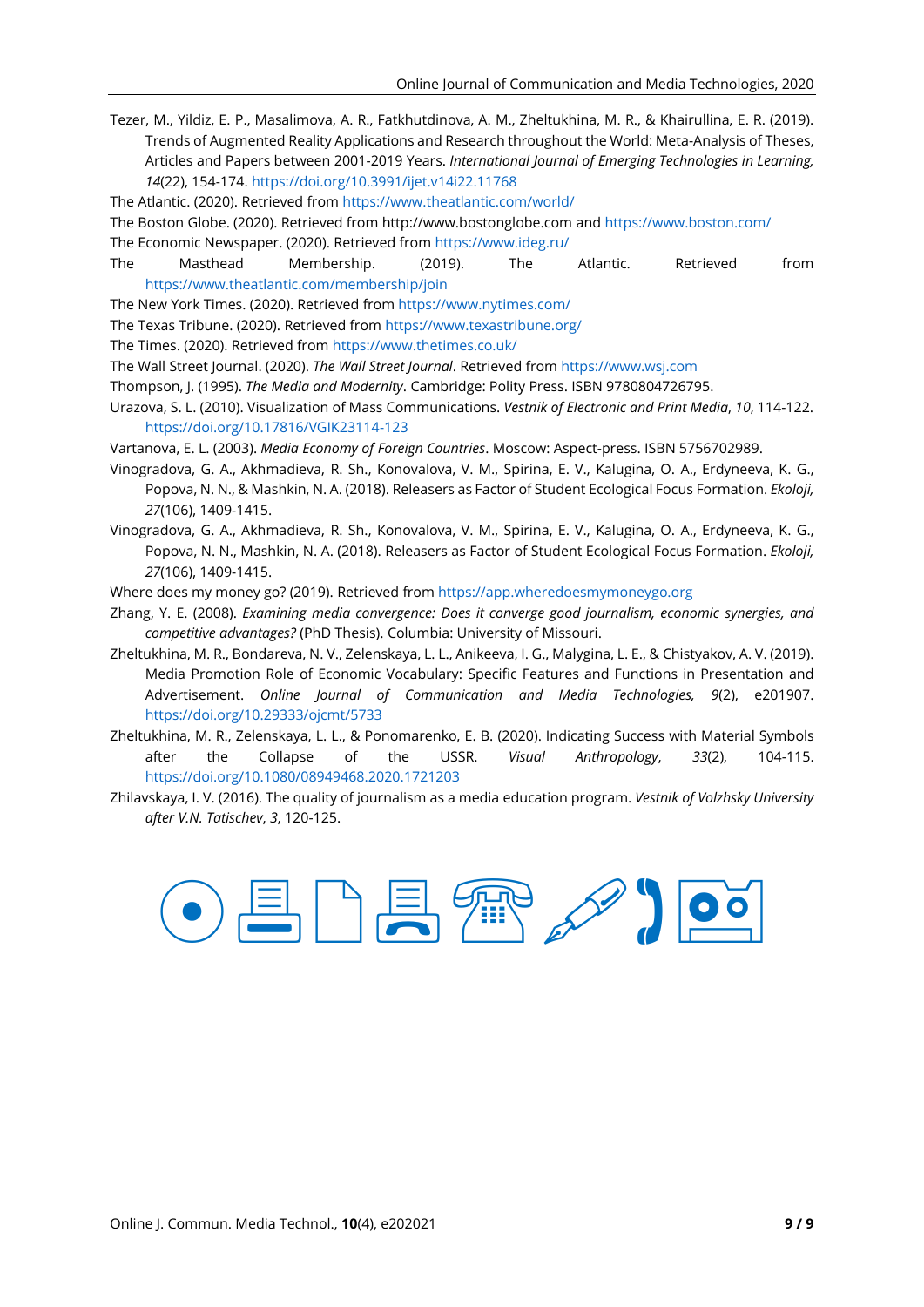Tezer, M., Yildiz, E. P., Masalimova, A. R., Fatkhutdinova, A. M., Zheltukhina, M. R., & Khairullina, E. R. (2019). Trends of Augmented Reality Applications and Research throughout the World: Meta-Analysis of Theses, Articles and Papers between 2001-2019 Years. *International Journal of Emerging Technologies in Learning, 14*(22), 154-174. https://doi.org/10.3991/ijet.v14i22.11768

The Atlantic. (2020). Retrieved from https://www.theatlantic.com/world/

The Boston Globe. (2020). Retrieved from http://www.bostonglobe.com and https://www.boston.com/

The Economic Newspaper. (2020). Retrieved from https://www.ideg.ru/

The Masthead Membership. (2019). The Atlantic. Retrieved from https://www.theatlantic.com/membership/join

The New York Times. (2020). Retrieved from https://www.nytimes.com/

The Texas Tribune. (2020). Retrieved from https://www.texastribune.org/

The Times. (2020). Retrieved from https://www.thetimes.co.uk/

The Wall Street Journal. (2020). *The Wall Street Journal*. Retrieved from https://www.wsj.com

Thompson, J. (1995). *The Media and Modernity*. Cambridge: Polity Press. ISBN 9780804726795.

Urazova, S. L. (2010). Visualization of Mass Communications. *Vestnik of Electronic and Print Media*, *10*, 114-122. https://doi.org/10.17816/VGIK23114-123

Vartanova, E. L. (2003). *Media Economy of Foreign Countries*. Moscow: Aspect-press. ISBN 5756702989.

Vinogradova, G. A., Akhmadieva, R. Sh., Konovalova, V. M., Spirina, E. V., Kalugina, O. A., Erdyneeva, K. G., Popova, N. N., & Mashkin, N. A. (2018). Releasers as Factor of Student Ecological Focus Formation. *Ekoloji, 27*(106), 1409-1415.

Vinogradova, G. A., Akhmadieva, R. Sh., Konovalova, V. M., Spirina, E. V., Kalugina, O. A., Erdyneeva, K. G., Popova, N. N., Mashkin, N. A. (2018). Releasers as Factor of Student Ecological Focus Formation. *Ekoloji, 27*(106), 1409-1415.

Where does my money go? (2019). Retrieved from https://app.wheredoesmymoneygo.org

Zhang, Y. E. (2008). *Examining media convergence: Does it converge good journalism, economic synergies, and competitive advantages?* (PhD Thesis). Columbia: University of Missouri.

Zheltukhina, M. R., Bondareva, N. V., Zelenskaya, L. L., Anikeeva, I. G., Malygina, L. E., & Chistyakov, A. V. (2019). Media Promotion Role of Economic Vocabulary: Specific Features and Functions in Presentation and Advertisement. *Online Journal of Communication and Media Technologies, 9*(2), e201907. https://doi.org/10.29333/ojcmt/5733

Zheltukhina, M. R., Zelenskaya, L. L., & Ponomarenko, E. B. (2020). Indicating Success with Material Symbols after the Collapse of the USSR. *Visual Anthropology*, *33*(2), 104-115. https://doi.org/10.1080/08949468.2020.1721203

Zhilavskaya, I. V. (2016). The quality of journalism as a media education program. *Vestnik of Volzhsky University after V.N. Tatischev*, *3*, 120-125.